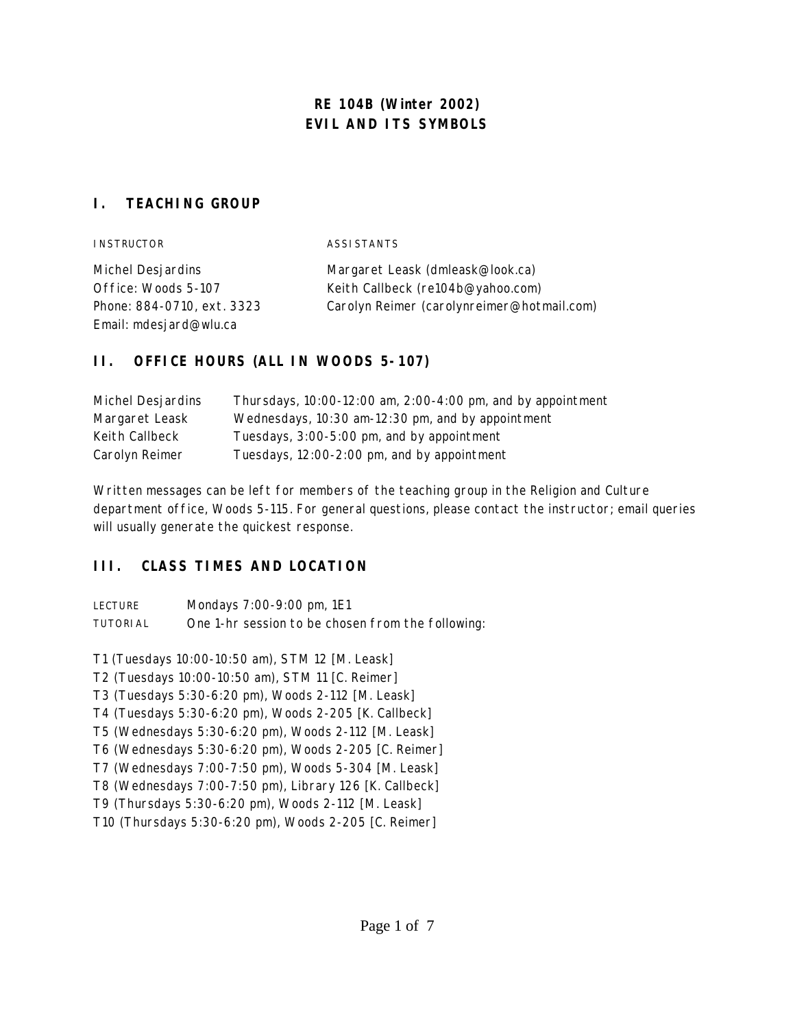# RE 104B (Winter 2002)
# EVIL AND ITS SYMBOLS

## I. TEACHING GROUP

| INSTRUCTOR | ASSISTANTS |
|---|---|
| Michel Desjardins | Margaret Leask (dmleask@look.ca) |
| Office: Woods 5-107 | Keith Callbeck (re104b@yahoo.com) |
| Phone: 884-0710, ext. 3323 | Carolyn Reimer (carolynreimer@hotmail.com) |
| Email: mdesjard@wlu.ca | |

## II. OFFICE HOURS (ALL IN WOODS 5-107)

| | |
|---|---|
| Michel Desjardins | Thursdays, 10:00-12:00 am, 2:00-4:00 pm, and by appointment |
| Margaret Leask | Wednesdays, 10:30 am-12:30 pm, and by appointment |
| Keith Callbeck | Tuesdays, 3:00-5:00 pm, and by appointment |
| Carolyn Reimer | Tuesdays, 12:00-2:00 pm, and by appointment |

Written messages can be left for members of the teaching group in the Religion and Culture department office, Woods 5-115. For general questions, please contact the instructor; email queries will usually generate the quickest response.

## III. CLASS TIMES AND LOCATION

LECTURE Mondays 7:00-9:00 pm, 1E1

TUTORIAL One 1-hr session to be chosen from the following:

T1 (Tuesdays 10:00-10:50 am), STM 12 [M. Leask]
T2 (Tuesdays 10:00-10:50 am), STM 11 [C. Reimer]
T3 (Tuesdays 5:30-6:20 pm), Woods 2-112 [M. Leask]
T4 (Tuesdays 5:30-6:20 pm), Woods 2-205 [K. Callbeck]
T5 (Wednesdays 5:30-6:20 pm), Woods 2-112 [M. Leask]
T6 (Wednesdays 5:30-6:20 pm), Woods 2-205 [C. Reimer]
T7 (Wednesdays 7:00-7:50 pm), Woods 5-304 [M. Leask]
T8 (Wednesdays 7:00-7:50 pm), Library 126 [K. Callbeck]
T9 (Thursdays 5:30-6:20 pm), Woods 2-112 [M. Leask]
T10 (Thursdays 5:30-6:20 pm), Woods 2-205 [C. Reimer]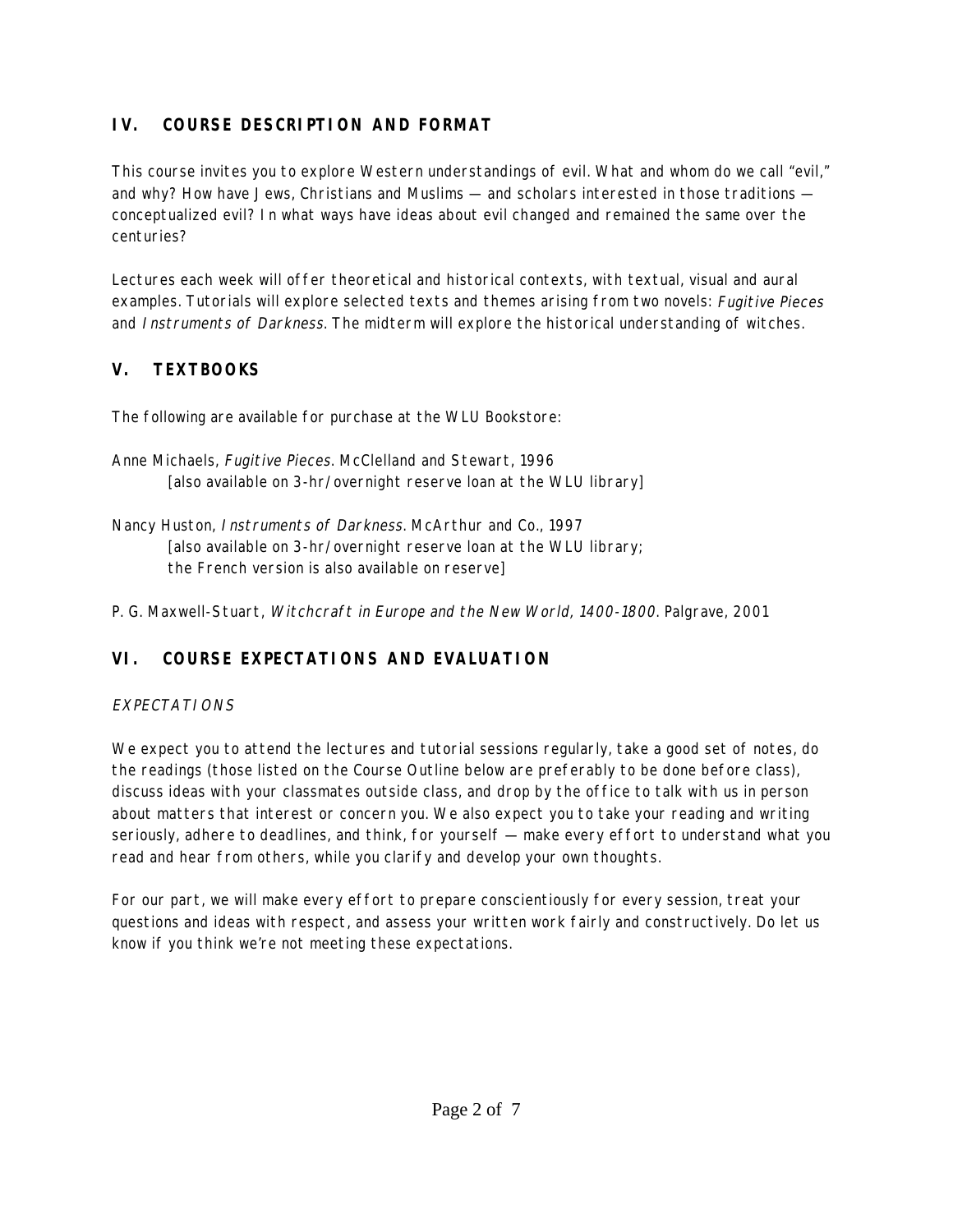## IV. COURSE DESCRIPTION AND FORMAT

This course invites you to explore Western understandings of evil. What and whom do we call "evil," and why? How have Jews, Christians and Muslims — and scholars interested in those traditions — conceptualized evil? In what ways have ideas about evil changed and remained the same over the centuries?

Lectures each week will offer theoretical and historical contexts, with textual, visual and aural examples. Tutorials will explore selected texts and themes arising from two novels: *Fugitive Pieces* and *Instruments of Darkness*. The midterm will explore the historical understanding of witches.

## V. TEXTBOOKS

The following are available for purchase at the WLU Bookstore:

Anne Michaels, *Fugitive Pieces*. McClelland and Stewart, 1996
  [also available on 3-hr/overnight reserve loan at the WLU library]

Nancy Huston, *Instruments of Darkness*. McArthur and Co., 1997
  [also available on 3-hr/overnight reserve loan at the WLU library;
  the French version is also available on reserve]

P. G. Maxwell-Stuart, *Witchcraft in Europe and the New World, 1400-1800*. Palgrave, 2001

## VI. COURSE EXPECTATIONS AND EVALUATION

*EXPECTATIONS*

We expect you to attend the lectures and tutorial sessions regularly, take a good set of notes, do the readings (those listed on the Course Outline below are preferably to be done before class), discuss ideas with your classmates outside class, and drop by the office to talk with us in person about matters that interest or concern you. We also expect you to take your reading and writing seriously, adhere to deadlines, and think, for yourself — make every effort to understand what you read and hear from others, while you clarify and develop your own thoughts.

For our part, we will make every effort to prepare conscientiously for every session, treat your questions and ideas with respect, and assess your written work fairly and constructively. Do let us know if you think we're not meeting these expectations.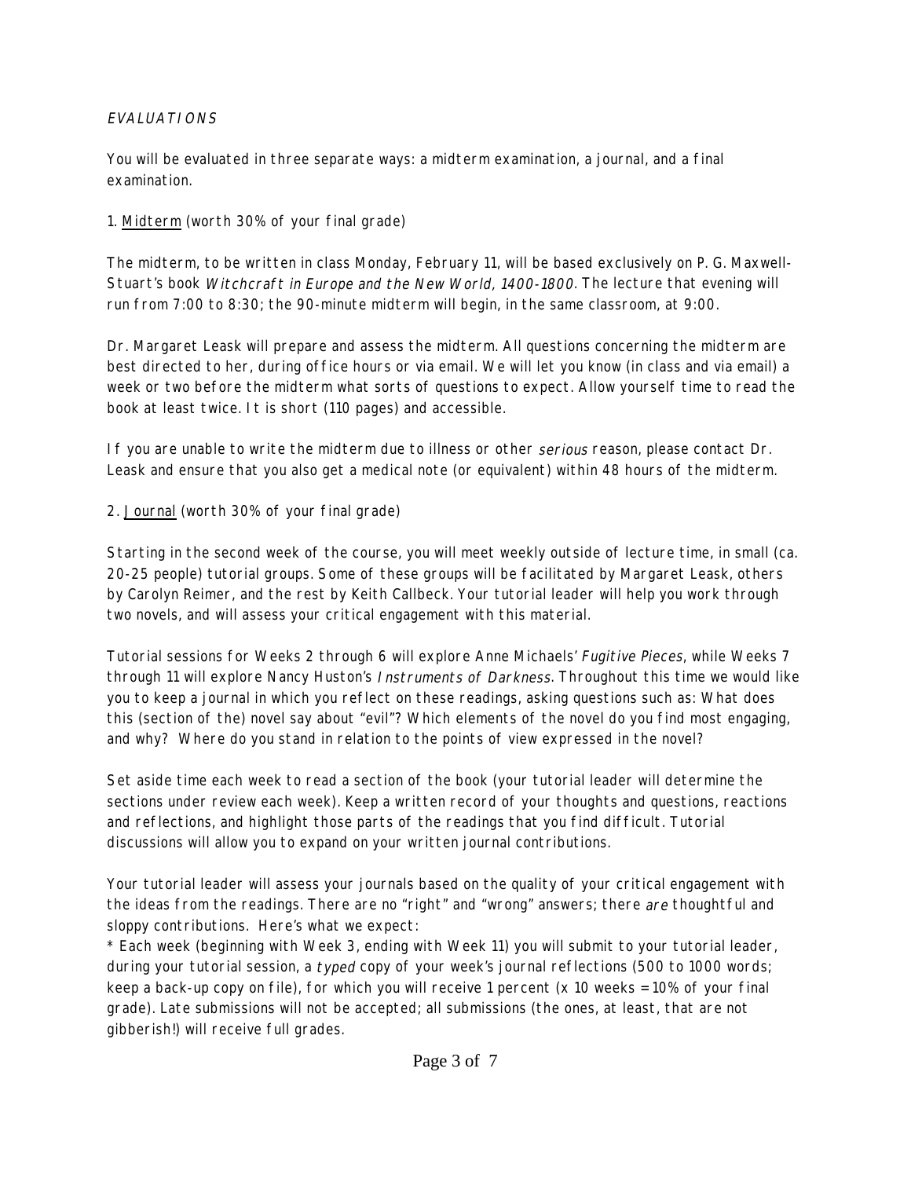*EVALUATIONS*

You will be evaluated in three separate ways: a midterm examination, a journal, and a final examination.

1. Midterm (worth 30% of your final grade)

The midterm, to be written in class Monday, February 11, will be based exclusively on P. G. Maxwell-Stuart's book *Witchcraft in Europe and the New World, 1400-1800*. The lecture that evening will run from 7:00 to 8:30; the 90-minute midterm will begin, in the same classroom, at 9:00.

Dr. Margaret Leask will prepare and assess the midterm. All questions concerning the midterm are best directed to her, during office hours or via email. We will let you know (in class and via email) a week or two before the midterm what sorts of questions to expect. Allow yourself time to read the book at least twice. It is short (110 pages) and accessible.

If you are unable to write the midterm due to illness or other *serious* reason, please contact Dr. Leask and ensure that you also get a medical note (or equivalent) within 48 hours of the midterm.

2. Journal (worth 30% of your final grade)

Starting in the second week of the course, you will meet weekly outside of lecture time, in small (ca. 20-25 people) tutorial groups. Some of these groups will be facilitated by Margaret Leask, others by Carolyn Reimer, and the rest by Keith Callbeck. Your tutorial leader will help you work through two novels, and will assess your critical engagement with this material.

Tutorial sessions for Weeks 2 through 6 will explore Anne Michaels' *Fugitive Pieces*, while Weeks 7 through 11 will explore Nancy Huston's *Instruments of Darkness*. Throughout this time we would like you to keep a journal in which you reflect on these readings, asking questions such as: What does this (section of the) novel say about "evil"? Which elements of the novel do you find most engaging, and why? Where do you stand in relation to the points of view expressed in the novel?

Set aside time each week to read a section of the book (your tutorial leader will determine the sections under review each week). Keep a written record of your thoughts and questions, reactions and reflections, and highlight those parts of the readings that you find difficult. Tutorial discussions will allow you to expand on your written journal contributions.

Your tutorial leader will assess your journals based on the quality of your critical engagement with the ideas from the readings. There are no "right" and "wrong" answers; there *are* thoughtful and sloppy contributions. Here's what we expect:

* Each week (beginning with Week 3, ending with Week 11) you will submit to your tutorial leader, during your tutorial session, a *typed* copy of your week's journal reflections (500 to 1000 words; keep a back-up copy on file), for which you will receive 1 percent (x 10 weeks = 10% of your final grade). Late submissions will not be accepted; all submissions (the ones, at least, that are not gibberish!) will receive full grades.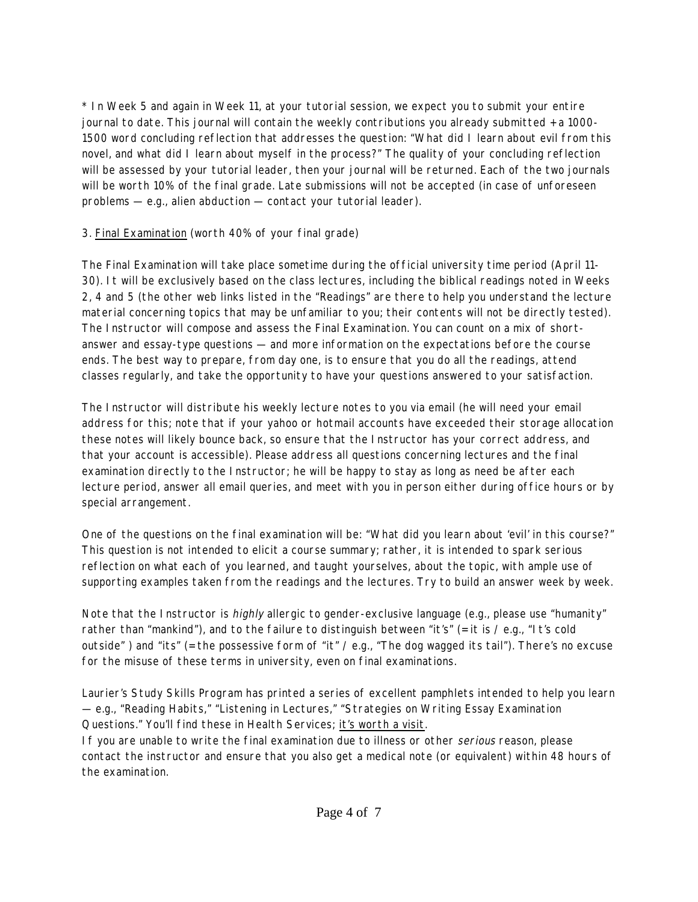* In Week 5 and again in Week 11, at your tutorial session, we expect you to submit your entire journal to date. This journal will contain the weekly contributions you already submitted + a 1000-1500 word concluding reflection that addresses the question: "What did I learn about evil from this novel, and what did I learn about myself in the process?" The quality of your concluding reflection will be assessed by your tutorial leader, then your journal will be returned. Each of the two journals will be worth 10% of the final grade. Late submissions will not be accepted (in case of unforeseen problems — e.g., alien abduction — contact your tutorial leader).

3. <u>Final Examination</u> (worth 40% of your final grade)

The Final Examination will take place sometime during the official university time period (April 11-30). It will be exclusively based on the class lectures, including the biblical readings noted in Weeks 2, 4 and 5 (the other web links listed in the "Readings" are there to help you understand the lecture material concerning topics that may be unfamiliar to you; their contents will not be directly tested). The Instructor will compose and assess the Final Examination. You can count on a mix of short-answer and essay-type questions — and more information on the expectations before the course ends. The best way to prepare, from day one, is to ensure that you do all the readings, attend classes regularly, and take the opportunity to have your questions answered to your satisfaction.

The Instructor will distribute his weekly lecture notes to you via email (he will need your email address for this; note that if your yahoo or hotmail accounts have exceeded their storage allocation these notes will likely bounce back, so ensure that the Instructor has your correct address, and that your account is accessible). Please address all questions concerning lectures and the final examination directly to the Instructor; he will be happy to stay as long as need be after each lecture period, answer all email queries, and meet with you in person either during office hours or by special arrangement.

One of the questions on the final examination will be: "What did you learn about 'evil' in this course?" This question is not intended to elicit a course summary; rather, it is intended to spark serious reflection on what each of you learned, and taught yourselves, about the topic, with ample use of supporting examples taken from the readings and the lectures. Try to build an answer week by week.

Note that the Instructor is *highly* allergic to gender-exclusive language (e.g., please use "humanity" rather than "mankind"), and to the failure to distinguish between "it's" (= it is / e.g., "It's cold outside" ) and "its" (= the possessive form of "it" / e.g., "The dog wagged its tail"). There's no excuse for the misuse of these terms in university, even on final examinations.

Laurier's Study Skills Program has printed a series of excellent pamphlets intended to help you learn — e.g., "Reading Habits," "Listening in Lectures," "Strategies on Writing Essay Examination Questions." You'll find these in Health Services; <u>it's worth a visit</u>.
If you are unable to write the final examination due to illness or other *serious* reason, please contact the instructor and ensure that you also get a medical note (or equivalent) within 48 hours of the examination.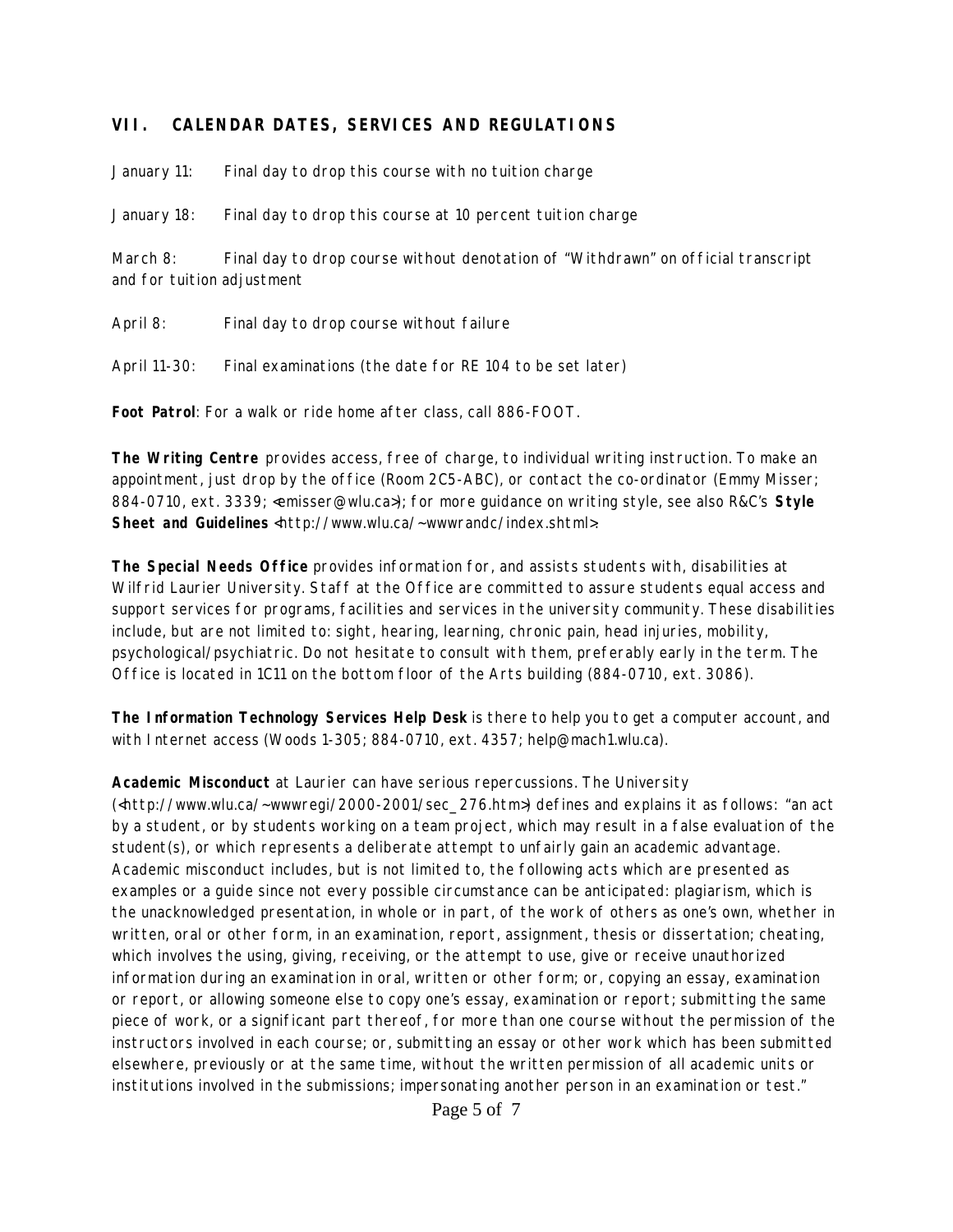## VII. CALENDAR DATES, SERVICES AND REGULATIONS

January 11: Final day to drop this course with no tuition charge

January 18: Final day to drop this course at 10 percent tuition charge

March 8: Final day to drop course without denotation of "Withdrawn" on official transcript and for tuition adjustment

April 8: Final day to drop course without failure

April 11-30: Final examinations (the date for RE 104 to be set later)

**Foot Patrol**: For a walk or ride home after class, call 886-FOOT.

**The Writing Centre** provides access, free of charge, to individual writing instruction. To make an appointment, just drop by the office (Room 2C5-ABC), or contact the co-ordinator (Emmy Misser; 884-0710, ext. 3339; <emisser@wlu.ca>); for more guidance on writing style, see also R&C's **Style Sheet and Guidelines** <http://www.wlu.ca/~wwwrandc/index.shtml>.

**The Special Needs Office** provides information for, and assists students with, disabilities at Wilfrid Laurier University. Staff at the Office are committed to assure students equal access and support services for programs, facilities and services in the university community. These disabilities include, but are not limited to: sight, hearing, learning, chronic pain, head injuries, mobility, psychological/psychiatric. Do not hesitate to consult with them, preferably early in the term. The Office is located in 1C11 on the bottom floor of the Arts building (884-0710, ext. 3086).

**The Information Technology Services Help Desk** is there to help you to get a computer account, and with Internet access (Woods 1-305; 884-0710, ext. 4357; help@mach1.wlu.ca).

**Academic Misconduct** at Laurier can have serious repercussions. The University (<http://www.wlu.ca/~wwwregi/2000-2001/sec_276.htm>) defines and explains it as follows: "an act by a student, or by students working on a team project, which may result in a false evaluation of the student(s), or which represents a deliberate attempt to unfairly gain an academic advantage. Academic misconduct includes, but is not limited to, the following acts which are presented as examples or a guide since not every possible circumstance can be anticipated: plagiarism, which is the unacknowledged presentation, in whole or in part, of the work of others as one's own, whether in written, oral or other form, in an examination, report, assignment, thesis or dissertation; cheating, which involves the using, giving, receiving, or the attempt to use, give or receive unauthorized information during an examination in oral, written or other form; or, copying an essay, examination or report, or allowing someone else to copy one's essay, examination or report; submitting the same piece of work, or a significant part thereof, for more than one course without the permission of the instructors involved in each course; or, submitting an essay or other work which has been submitted elsewhere, previously or at the same time, without the written permission of all academic units or institutions involved in the submissions; impersonating another person in an examination or test."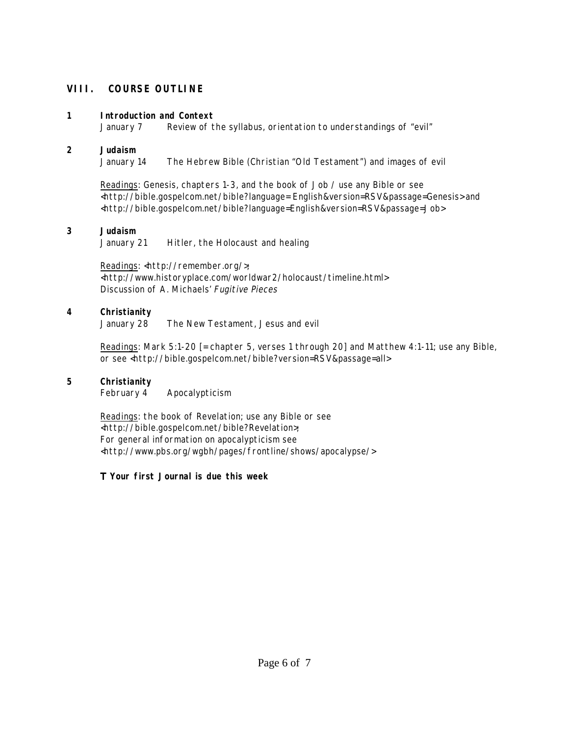## VIII. COURSE OUTLINE

**1 Introduction and Context**

January 7 Review of the syllabus, orientation to understandings of "evil"

**2 Judaism**

January 14 The Hebrew Bible (Christian "Old Testament") and images of evil

Readings: Genesis, chapters 1-3, and the book of Job / use any Bible or see <http://bible.gospelcom.net/bible?language=English&version=RSV&passage=Genesis> and <http://bible.gospelcom.net/bible?language=English&version=RSV&passage=Job>

**3 Judaism**

January 21 Hitler, the Holocaust and healing

Readings: <http://remember.org/>; <http://www.historyplace.com/worldwar2/holocaust/timeline.html>
Discussion of A. Michaels' *Fugitive Pieces*

**4 Christianity**

January 28 The New Testament, Jesus and evil

Readings: Mark 5:1-20 [= chapter 5, verses 1 through 20] and Matthew 4:1-11; use any Bible, or see <http://bible.gospelcom.net/bible?version=RSV&passage=all>

**5 Christianity**

February 4 Apocalypticism

Readings: the book of Revelation; use any Bible or see <http://bible.gospelcom.net/bible?Revelation>;
For general information on apocalypticism see <http://www.pbs.org/wgbh/pages/frontline/shows/apocalypse/>

**T Your first Journal is due this week**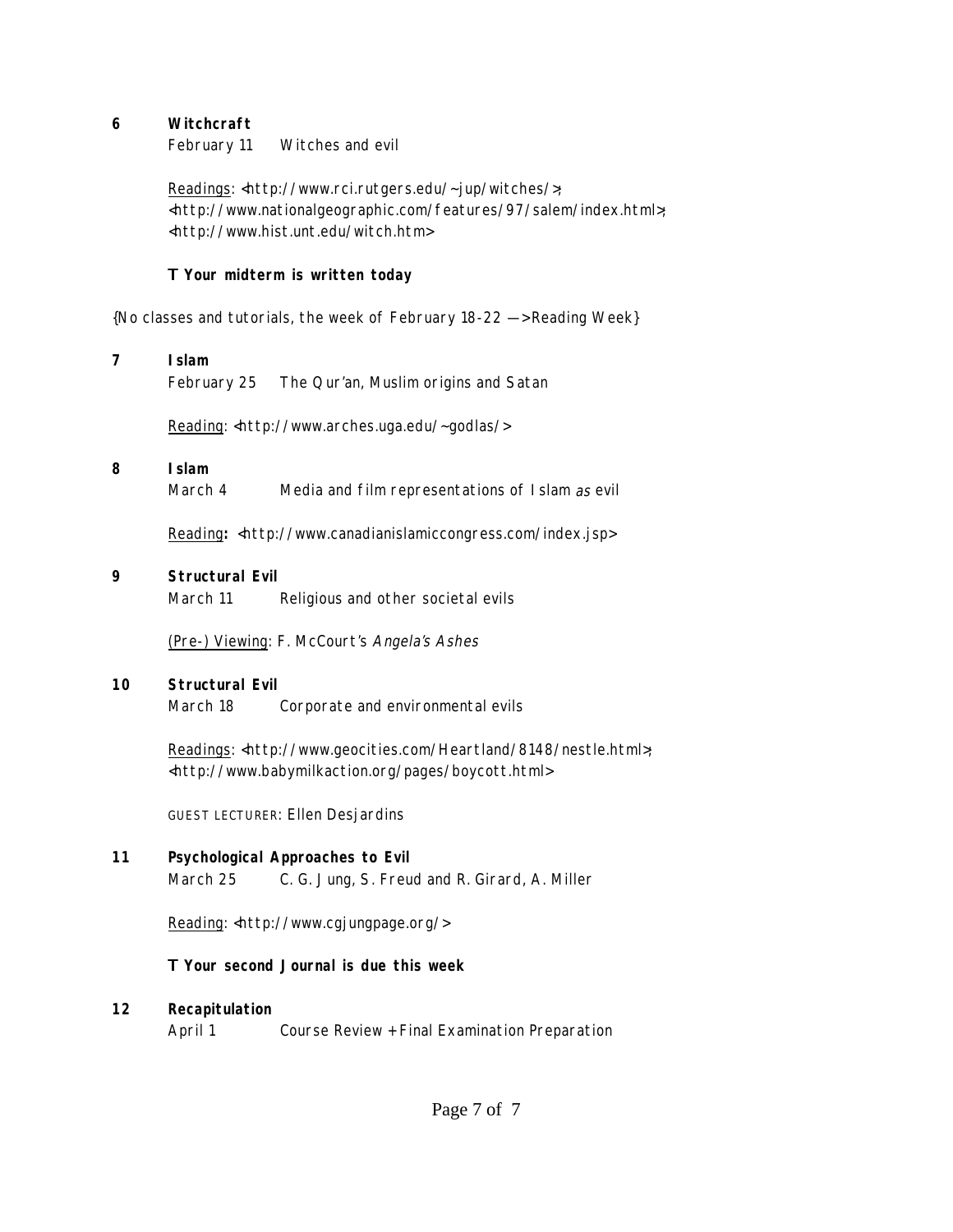**6 Witchcraft**

February 11 Witches and evil

Readings: <http://www.rci.rutgers.edu/~jup/witches/>; <http://www.nationalgeographic.com/features/97/salem/index.html>; <http://www.hist.unt.edu/witch.htm>

**T Your midterm is written today**

{No classes and tutorials, the week of February 18-22 —> Reading Week}

**7 Islam**

February 25 The Qur'an, Muslim origins and Satan

Reading: <http://www.arches.uga.edu/~godlas/>

**8 Islam**

March 4 Media and film representations of Islam *as* evil

Reading**:** <http://www.canadianislamiccongress.com/index.jsp>

**9 Structural Evil**

March 11 Religious and other societal evils

(Pre-) Viewing: F. McCourt's *Angela's Ashes*

**10 Structural Evil**

March 18 Corporate and environmental evils

Readings: <http://www.geocities.com/Heartland/8148/nestle.html>; <http://www.babymilkaction.org/pages/boycott.html>

GUEST LECTURER: Ellen Desjardins

**11 Psychological Approaches to Evil**

March 25 C. G. Jung, S. Freud and R. Girard, A. Miller

Reading: <http://www.cgjungpage.org/>

**T Your second Journal is due this week**

**12 Recapitulation**

April 1 Course Review + Final Examination Preparation